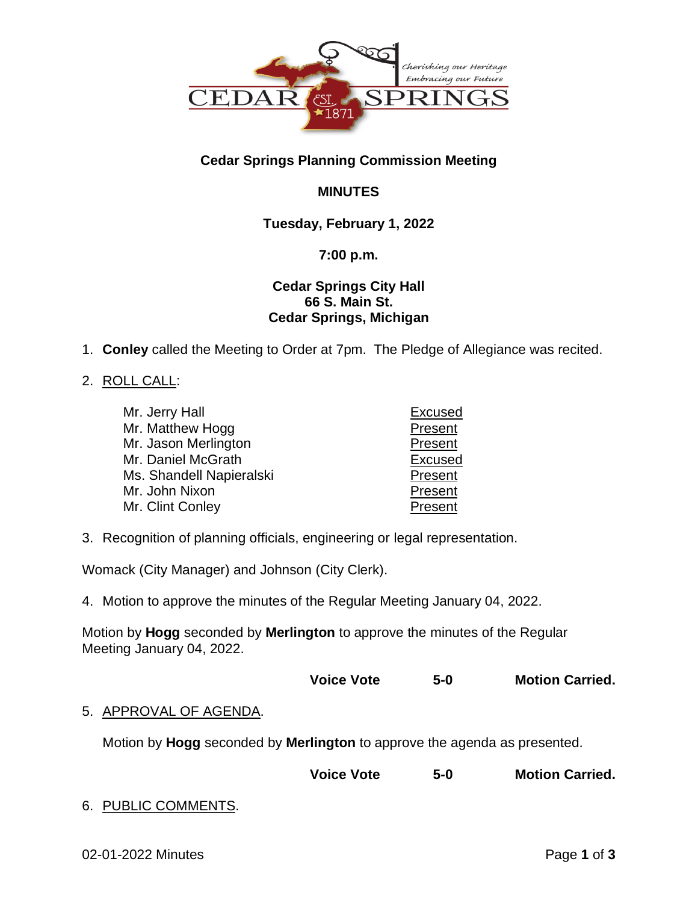**Cedar Springs Planning Commission Meeting**

**MINUTES**

**Tuesday, February 1, 2022**

**7:00 p.m.**

**Cedar Springs City Hall**
**66 S. Main St.**
**Cedar Springs, Michigan**

1. **Conley** called the Meeting to Order at 7pm. The Pledge of Allegiance was recited.

2. ROLL CALL:

| | |
|---|---|
| Mr. Jerry Hall | Excused |
| Mr. Matthew Hogg | Present |
| Mr. Jason Merlington | Present |
| Mr. Daniel McGrath | Excused |
| Ms. Shandell Napieralski | Present |
| Mr. John Nixon | Present |
| Mr. Clint Conley | Present |

3. Recognition of planning officials, engineering or legal representation.

Womack (City Manager) and Johnson (City Clerk).

4. Motion to approve the minutes of the Regular Meeting January 04, 2022.

Motion by **Hogg** seconded by **Merlington** to approve the minutes of the Regular Meeting January 04, 2022.

**Voice Vote** **5-0** **Motion Carried.**

5. APPROVAL OF AGENDA.

Motion by **Hogg** seconded by **Merlington** to approve the agenda as presented.

**Voice Vote** **5-0** **Motion Carried.**

6. PUBLIC COMMENTS.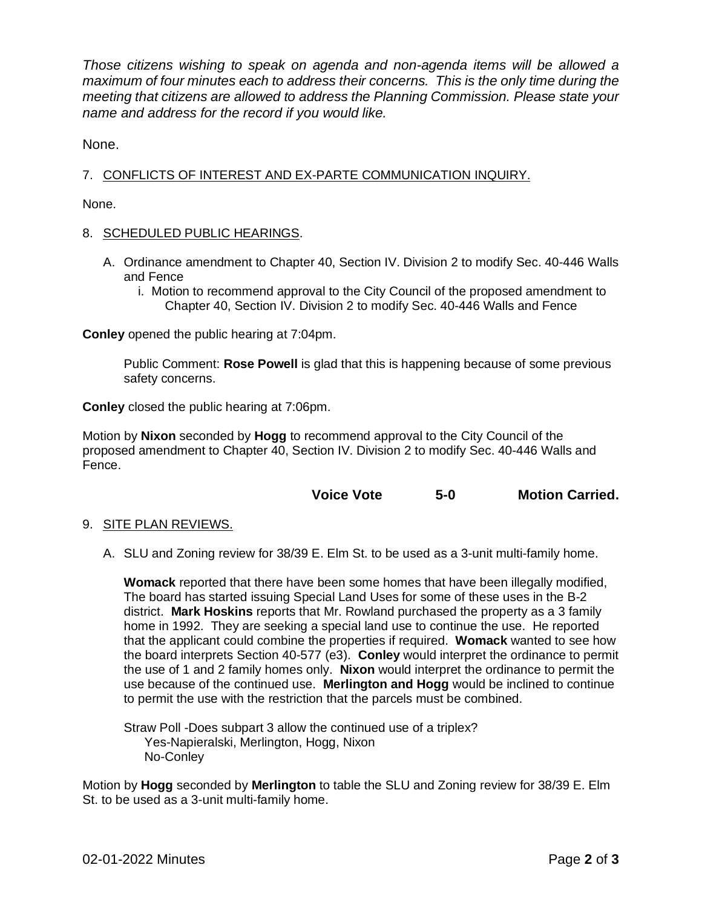*Those citizens wishing to speak on agenda and non-agenda items will be allowed a maximum of four minutes each to address their concerns. This is the only time during the meeting that citizens are allowed to address the Planning Commission. Please state your name and address for the record if you would like.*

None.

7. CONFLICTS OF INTEREST AND EX-PARTE COMMUNICATION INQUIRY.

None.

8. SCHEDULED PUBLIC HEARINGS.

   A. Ordinance amendment to Chapter 40, Section IV. Division 2 to modify Sec. 40-446 Walls and Fence
      i. Motion to recommend approval to the City Council of the proposed amendment to Chapter 40, Section IV. Division 2 to modify Sec. 40-446 Walls and Fence

**Conley** opened the public hearing at 7:04pm.

> Public Comment: **Rose Powell** is glad that this is happening because of some previous safety concerns.

**Conley** closed the public hearing at 7:06pm.

Motion by **Nixon** seconded by **Hogg** to recommend approval to the City Council of the proposed amendment to Chapter 40, Section IV. Division 2 to modify Sec. 40-446 Walls and Fence.

**Voice Vote 5-0 Motion Carried.**

9. SITE PLAN REVIEWS.

   A. SLU and Zoning review for 38/39 E. Elm St. to be used as a 3-unit multi-family home.

   **Womack** reported that there have been some homes that have been illegally modified, The board has started issuing Special Land Uses for some of these uses in the B-2 district. **Mark Hoskins** reports that Mr. Rowland purchased the property as a 3 family home in 1992. They are seeking a special land use to continue the use. He reported that the applicant could combine the properties if required. **Womack** wanted to see how the board interprets Section 40-577 (e3). **Conley** would interpret the ordinance to permit the use of 1 and 2 family homes only. **Nixon** would interpret the ordinance to permit the use because of the continued use. **Merlington and Hogg** would be inclined to continue to permit the use with the restriction that the parcels must be combined.

   Straw Poll -Does subpart 3 allow the continued use of a triplex?
   Yes-Napieralski, Merlington, Hogg, Nixon
   No-Conley

Motion by **Hogg** seconded by **Merlington** to table the SLU and Zoning review for 38/39 E. Elm St. to be used as a 3-unit multi-family home.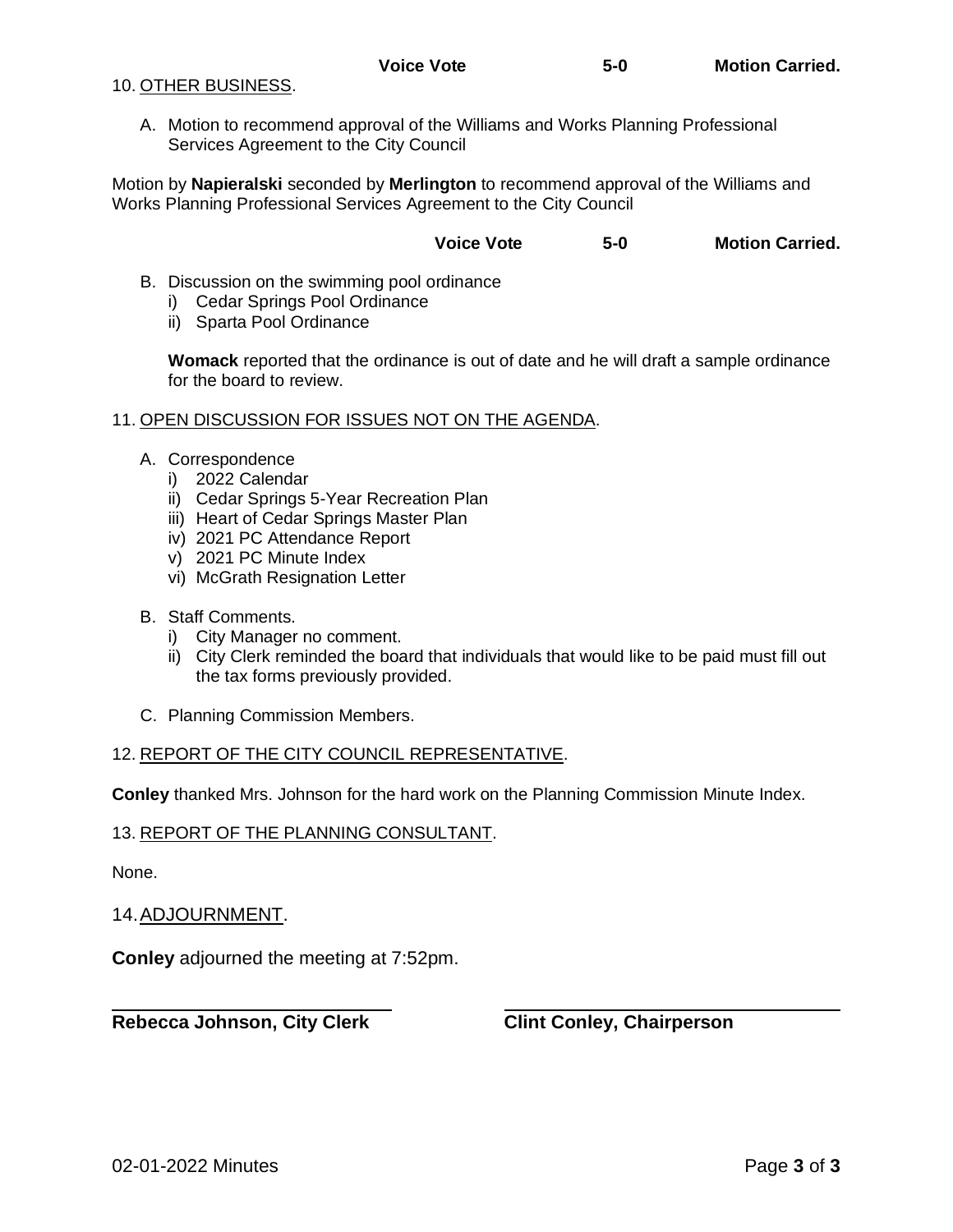**Voice Vote 5-0 Motion Carried.**

10. OTHER BUSINESS.

   A. Motion to recommend approval of the Williams and Works Planning Professional Services Agreement to the City Council

Motion by **Napieralski** seconded by **Merlington** to recommend approval of the Williams and Works Planning Professional Services Agreement to the City Council

**Voice Vote 5-0 Motion Carried.**

   B. Discussion on the swimming pool ordinance
      i) Cedar Springs Pool Ordinance
      ii) Sparta Pool Ordinance

   **Womack** reported that the ordinance is out of date and he will draft a sample ordinance for the board to review.

11. OPEN DISCUSSION FOR ISSUES NOT ON THE AGENDA.

   A. Correspondence
      i) 2022 Calendar
      ii) Cedar Springs 5-Year Recreation Plan
      iii) Heart of Cedar Springs Master Plan
      iv) 2021 PC Attendance Report
      v) 2021 PC Minute Index
      vi) McGrath Resignation Letter

   B. Staff Comments.
      i) City Manager no comment.
      ii) City Clerk reminded the board that individuals that would like to be paid must fill out the tax forms previously provided.

   C. Planning Commission Members.

12. REPORT OF THE CITY COUNCIL REPRESENTATIVE.

**Conley** thanked Mrs. Johnson for the hard work on the Planning Commission Minute Index.

13. REPORT OF THE PLANNING CONSULTANT.

None.

14. ADJOURNMENT.

**Conley** adjourned the meeting at 7:52pm.

**Rebecca Johnson, City Clerk** **Clint Conley, Chairperson**